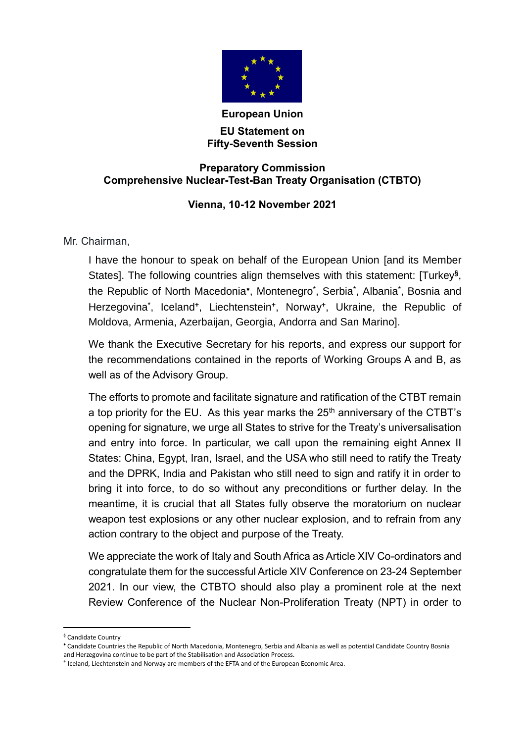**European Union**

**EU Statement on Fifty-Seventh Session**

**Preparatory Commission Comprehensive Nuclear-Test-Ban Treaty Organisation (CTBTO)**

**Vienna, 10-12 November 2021**

Mr. Chairman,

I have the honour to speak on behalf of the European Union [and its Member States]. The following countries align themselves with this statement: [Turkey[§], the Republic of North Macedonia[*], Montenegro[*], Serbia[*], Albania[*], Bosnia and Herzegovina[*], Iceland[+], Liechtenstein[+], Norway[+], Ukraine, the Republic of Moldova, Armenia, Azerbaijan, Georgia, Andorra and San Marino].

We thank the Executive Secretary for his reports, and express our support for the recommendations contained in the reports of Working Groups A and B, as well as of the Advisory Group.

The efforts to promote and facilitate signature and ratification of the CTBT remain a top priority for the EU. As this year marks the 25th anniversary of the CTBT's opening for signature, we urge all States to strive for the Treaty's universalisation and entry into force. In particular, we call upon the remaining eight Annex II States: China, Egypt, Iran, Israel, and the USA who still need to ratify the Treaty and the DPRK, India and Pakistan who still need to sign and ratify it in order to bring it into force, to do so without any preconditions or further delay. In the meantime, it is crucial that all States fully observe the moratorium on nuclear weapon test explosions or any other nuclear explosion, and to refrain from any action contrary to the object and purpose of the Treaty.

We appreciate the work of Italy and South Africa as Article XIV Co-ordinators and congratulate them for the successful Article XIV Conference on 23-24 September 2021. In our view, the CTBTO should also play a prominent role at the next Review Conference of the Nuclear Non-Proliferation Treaty (NPT) in order to

---

[§] Candidate Country

[*] Candidate Countries the Republic of North Macedonia, Montenegro, Serbia and Albania as well as potential Candidate Country Bosnia and Herzegovina continue to be part of the Stabilisation and Association Process.

[+] Iceland, Liechtenstein and Norway are members of the EFTA and of the European Economic Area.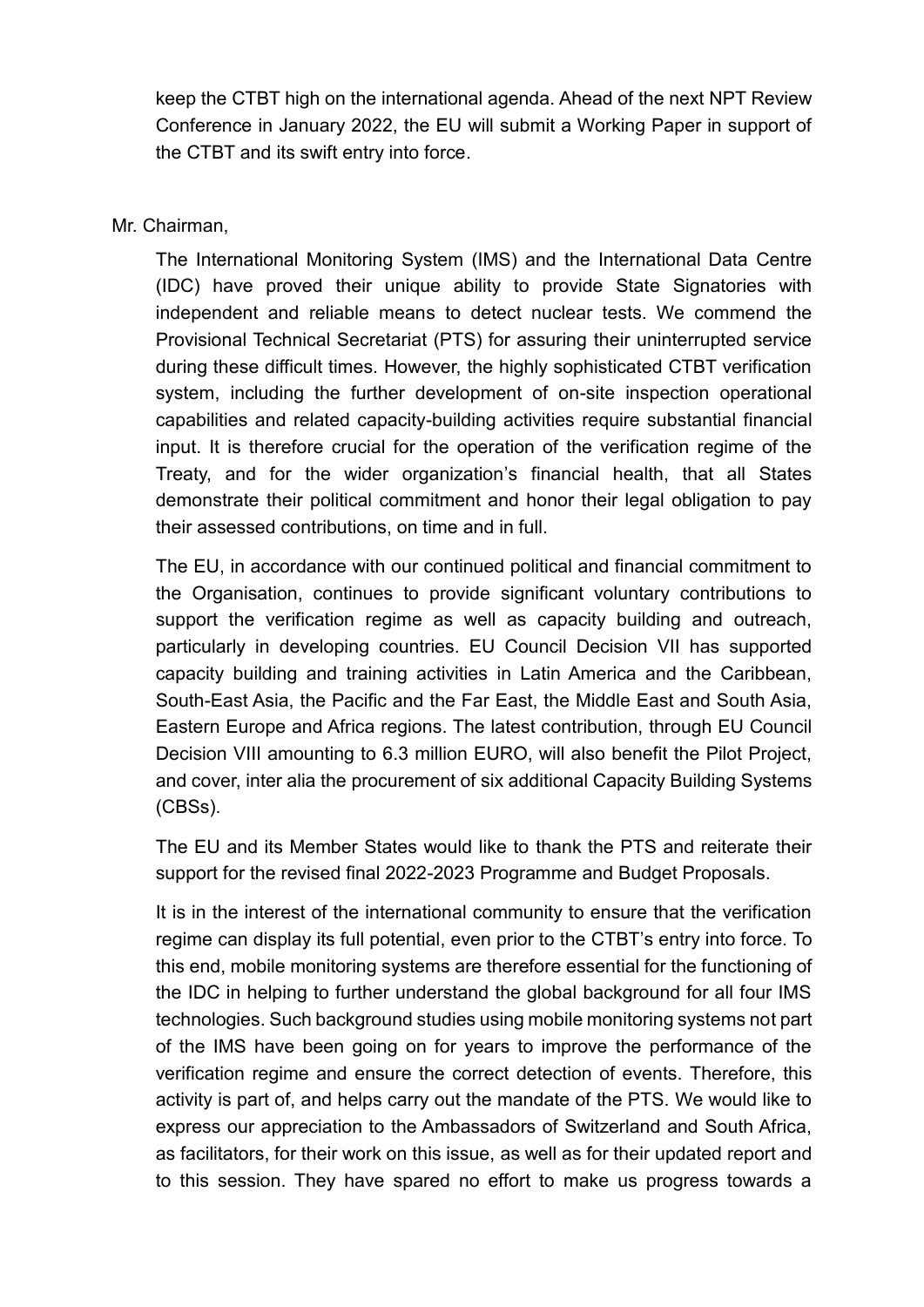keep the CTBT high on the international agenda. Ahead of the next NPT Review Conference in January 2022, the EU will submit a Working Paper in support of the CTBT and its swift entry into force.

Mr. Chairman,

The International Monitoring System (IMS) and the International Data Centre (IDC) have proved their unique ability to provide State Signatories with independent and reliable means to detect nuclear tests. We commend the Provisional Technical Secretariat (PTS) for assuring their uninterrupted service during these difficult times. However, the highly sophisticated CTBT verification system, including the further development of on-site inspection operational capabilities and related capacity-building activities require substantial financial input. It is therefore crucial for the operation of the verification regime of the Treaty, and for the wider organization's financial health, that all States demonstrate their political commitment and honor their legal obligation to pay their assessed contributions, on time and in full.

The EU, in accordance with our continued political and financial commitment to the Organisation, continues to provide significant voluntary contributions to support the verification regime as well as capacity building and outreach, particularly in developing countries. EU Council Decision VII has supported capacity building and training activities in Latin America and the Caribbean, South-East Asia, the Pacific and the Far East, the Middle East and South Asia, Eastern Europe and Africa regions. The latest contribution, through EU Council Decision VIII amounting to 6.3 million EURO, will also benefit the Pilot Project, and cover, inter alia the procurement of six additional Capacity Building Systems (CBSs).

The EU and its Member States would like to thank the PTS and reiterate their support for the revised final 2022-2023 Programme and Budget Proposals.

It is in the interest of the international community to ensure that the verification regime can display its full potential, even prior to the CTBT's entry into force. To this end, mobile monitoring systems are therefore essential for the functioning of the IDC in helping to further understand the global background for all four IMS technologies. Such background studies using mobile monitoring systems not part of the IMS have been going on for years to improve the performance of the verification regime and ensure the correct detection of events. Therefore, this activity is part of, and helps carry out the mandate of the PTS. We would like to express our appreciation to the Ambassadors of Switzerland and South Africa, as facilitators, for their work on this issue, as well as for their updated report and to this session. They have spared no effort to make us progress towards a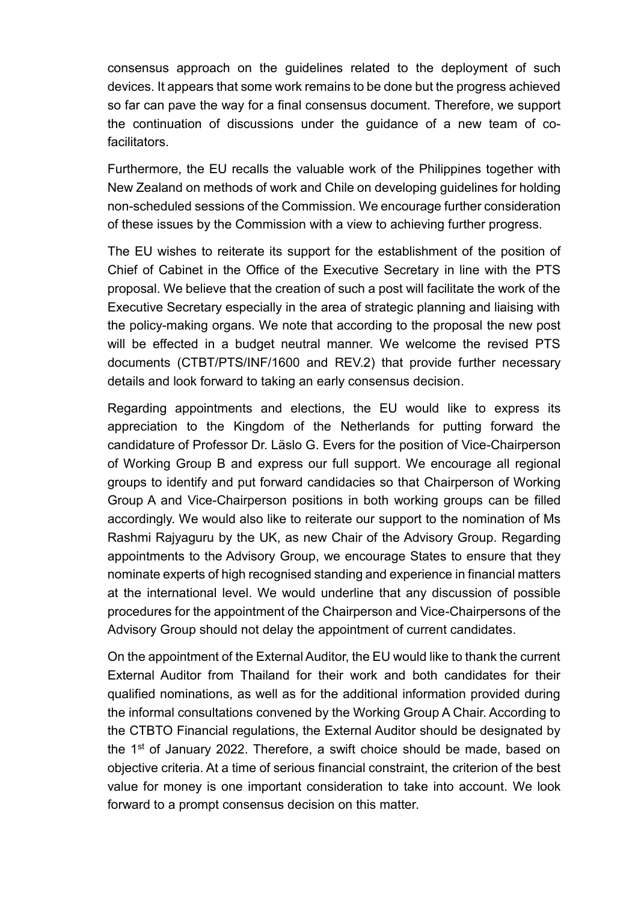consensus approach on the guidelines related to the deployment of such devices. It appears that some work remains to be done but the progress achieved so far can pave the way for a final consensus document. Therefore, we support the continuation of discussions under the guidance of a new team of co-facilitators.

Furthermore, the EU recalls the valuable work of the Philippines together with New Zealand on methods of work and Chile on developing guidelines for holding non-scheduled sessions of the Commission. We encourage further consideration of these issues by the Commission with a view to achieving further progress.

The EU wishes to reiterate its support for the establishment of the position of Chief of Cabinet in the Office of the Executive Secretary in line with the PTS proposal. We believe that the creation of such a post will facilitate the work of the Executive Secretary especially in the area of strategic planning and liaising with the policy-making organs. We note that according to the proposal the new post will be effected in a budget neutral manner. We welcome the revised PTS documents (CTBT/PTS/INF/1600 and REV.2) that provide further necessary details and look forward to taking an early consensus decision.

Regarding appointments and elections, the EU would like to express its appreciation to the Kingdom of the Netherlands for putting forward the candidature of Professor Dr. Läslo G. Evers for the position of Vice-Chairperson of Working Group B and express our full support. We encourage all regional groups to identify and put forward candidacies so that Chairperson of Working Group A and Vice-Chairperson positions in both working groups can be filled accordingly. We would also like to reiterate our support to the nomination of Ms Rashmi Rajyaguru by the UK, as new Chair of the Advisory Group. Regarding appointments to the Advisory Group, we encourage States to ensure that they nominate experts of high recognised standing and experience in financial matters at the international level. We would underline that any discussion of possible procedures for the appointment of the Chairperson and Vice-Chairpersons of the Advisory Group should not delay the appointment of current candidates.

On the appointment of the External Auditor, the EU would like to thank the current External Auditor from Thailand for their work and both candidates for their qualified nominations, as well as for the additional information provided during the informal consultations convened by the Working Group A Chair. According to the CTBTO Financial regulations, the External Auditor should be designated by the 1st of January 2022. Therefore, a swift choice should be made, based on objective criteria. At a time of serious financial constraint, the criterion of the best value for money is one important consideration to take into account. We look forward to a prompt consensus decision on this matter.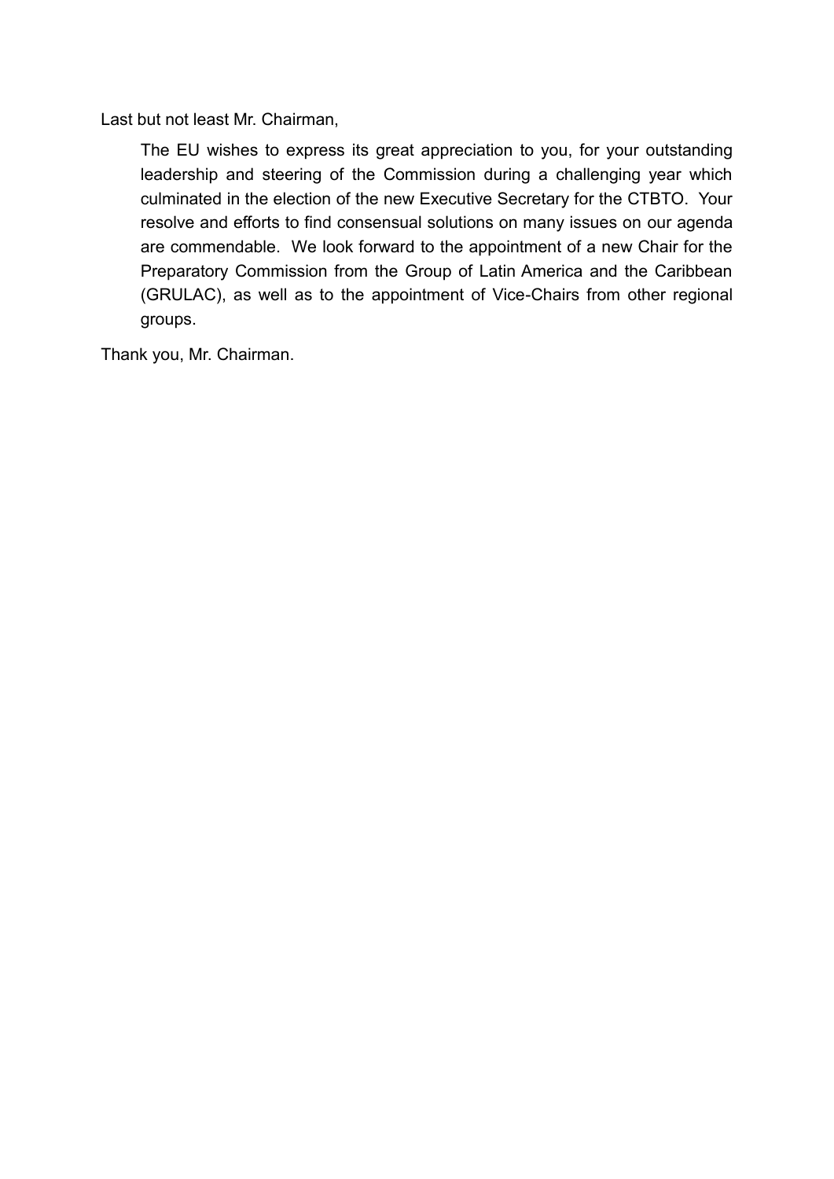Last but not least Mr. Chairman,

The EU wishes to express its great appreciation to you, for your outstanding leadership and steering of the Commission during a challenging year which culminated in the election of the new Executive Secretary for the CTBTO. Your resolve and efforts to find consensual solutions on many issues on our agenda are commendable. We look forward to the appointment of a new Chair for the Preparatory Commission from the Group of Latin America and the Caribbean (GRULAC), as well as to the appointment of Vice-Chairs from other regional groups.

Thank you, Mr. Chairman.